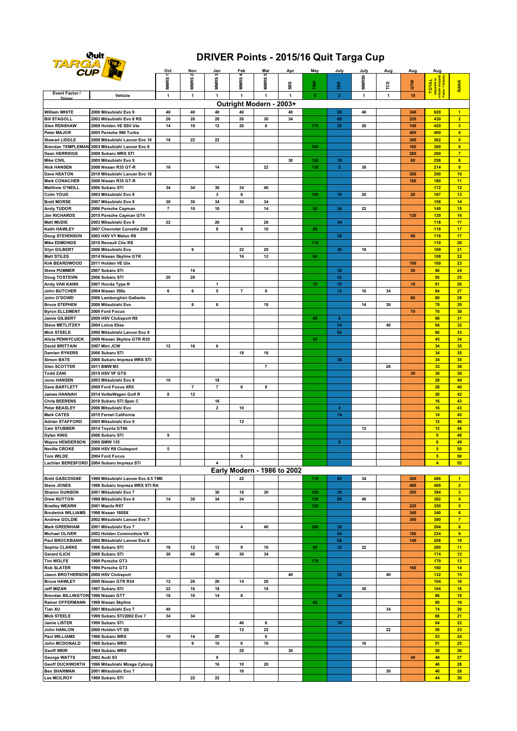# DRIVER Points - 2015/16 Quit Targa Cup

| Driver | Vehicle | Oct MMRS 1 | Nov MMRS 2 | Jan MMRS 3 | Feb MMRS 4 | Mar MMRS 5 | Apr SBS | May TSW | July TBS | July MMRS0 | Aug TCS | Aug QTW | Aug TOTAL (adjusted to include dropped Factor 1 Events) | RANK |
|---|---|---|---|---|---|---|---|---|---|---|---|---|---|---|
| Event Factor / | | 1 | 1 | 1 | 1 | 1 | 1 | 5 | 2 | 1 | 1 | 10 | | |
| **Outright Modern - 2003+** | | | | | | | | | | | | | | |
| William WHITE | 2006 Mitsubishi Evo 9 | 40 | 40 | 40 | 40 | | 40 | | 80 | 40 | | 340 | 620 | 1 |
| Bill STAGOLL | 2003 Mitsubishi Evo 8 RS | 26 | 26 | 20 | 26 | 30 | 34 | | 68 | | | 220 | 430 | 2 |
| Glen RENSHAW | 2008 Holden VE SSV Ute | 14 | 18 | 12 | 20 | 6 | | 170 | 20 | 26 | | 140 | 420 | 3 |
| Peter MAJOR | 2005 Porsche 996 Turbo | | | | | | | | | | | 400 | 400 | 4 |
| Stewart LIDDLE | 2009 Mitsubishi Lancer Evo 10 | 18 | 22 | 22 | | | | | | | | 300 | 362 | 5 |
| Brendan TEMPLEMAN | 2003 Mitsubishi Lancer Evo 8 | | | | | | | 200 | | | | 160 | 360 | 6 |
| Dean HERRIDGE | 2009 Subaru WRX STI | | | | | | | | | | | 260 | 260 | 7 |
| Mike CIVIL | 2005 Mitsubishi Evo 9 | | | | | | 30 | 150 | 18 | | | 60 | 258 | 8 |
| Nick HANSEN | 2008 Nissan R35 GT-R | 16 | | 14 | | 22 | | 130 | 2 | 30 | | | 214 | 9 |
| Dave HEATON | 2010 Mitsubishi Lancer Evo 10 | | | | | | | | | | | 200 | 200 | 10 |
| Mark CONACHER | 2008 Nissan R35 GT-R | | | | | | | | | | | 180 | 180 | 11 |
| Matthew O'NEILL | 2006 Subaru STI | 34 | 34 | 30 | 34 | 40 | | | | | | | 172 | 12 |
| Colin YOUD | 2003 Mitsubishi Evo 8 | | | 3 | 8 | | | 100 | 16 | 20 | | 20 | 167 | 13 |
| Brett MORSE | 2007 Mitsubishi Evo 9 | 30 | 30 | 34 | 30 | 34 | | | | | | | 158 | 14 |
| Andy TUDOR | 2006 Porsche Cayman | 7 | 10 | 10 | | 14 | | 50 | 36 | 22 | | | 149 | 15 |
| Jim RICHARDS | 2015 Porsche Cayman GT4 | | | | | | | | | | | 120 | 120 | 16 |
| Matt MUDIE | 2003 Mitsubishi Evo 8 | 22 | | 26 | | 26 | | | 44 | | | | 118 | 17 |
| Keith HAWLEY | 2007 Chevrolet Corvette Z06 | | | 9 | 9 | 10 | | 90 | | | | | 118 | 17 |
| Doug STEVENSON | 2003 HXV VY Maloo R8 | | | | | | | | 28 | | | 90 | 118 | 17 |
| Mike EDMONDS | 2010 Renault Clio RS | | | | | | | 110 | | | | | 110 | 20 |
| Glyn GILBERT | 2006 Mitsubishi Evo | | 9 | | 22 | 20 | | | 40 | 18 | | | 109 | 21 |
| Matt STILES | 2014 Nissan Skyline GTR | | | | 16 | 12 | | 80 | | | | | 108 | 22 |
| Kirk BEARDWOOD | 2011 Holden VE Ute | | | | | | | | | | | 100 | 100 | 23 |
| Steve PUMMER | 2007 Subaru STI | | 14 | | | | | | 32 | | | 50 | 96 | 24 |
| Doug TOSTEVIN | 2006 Subaru STI | 20 | 20 | | | | | | 52 | | | | 92 | 25 |
| Andy VAN KANN | 2007 Honda Type R | | | 1 | | | | 70 | 10 | | | 10 | 91 | 26 |
| John BUTCHER | 2004 Nissan 350z | 6 | 6 | 5 | 7 | 9 | | | 12 | 16 | 34 | | 84 | 27 |
| John O'DOWD | 2006 Lamborghini Gallardo | | | | | | | | | | | 80 | 80 | 28 |
| Bruce STEPHEN | 2006 Mitsubishi Evo | | 8 | 8 | | 18 | | | | 14 | 30 | | 78 | 29 |
| Byron ELLEMENT | 2009 Ford Focus | | | | | | | | | | | 70 | 70 | 30 |
| Jamie GILBERT | 2009 HSV Clubsport R8 | | | | | | | 60 | 8 | | | | 68 | 31 |
| Steve METLITZKY | 2004 Lotus Elise | | | | | | | | 24 | | 40 | | 64 | 32 |
| Mick STEELE | 2006 Mitsubishi Lancer Evo 9 | | | | | | | | 60 | | | | 60 | 33 |
| Alicia PENNYCUICK | 2009 Nissan Skyline GTR R35 | | | | | | | 45 | | | | | 45 | 34 |
| David BRITTAIN | 2007 Mini JCW | 12 | 16 | 6 | | | | | | | | | 34 | 35 |
| Damien RYKERS | 2006 Subaru STI | | | | 18 | 16 | | | | | | | 34 | 35 |
| Simon BATE | 2006 Subaru Impreza WRX STI | | | | | | | | 34 | | | | 34 | 35 |
| Glen SCOTTER | 2011 BMW M3 | | | | | 7 | | | | | 26 | | 33 | 38 |
| Todd ZANI | 2015 HSV VF GTS | | | | | | | | | | | 30 | 30 | 39 |
| Jono HANSEN | 2003 Mitsubishi Evo 8 | 10 | | 18 | | | | | | | | | 28 | 40 |
| Dave BARTLETT | 2009 Ford Focus XR5 | | 7 | 7 | 6 | 8 | | | | | | | 28 | 40 |
| James HANNAH | 2014 VolksWagen Golf R | 8 | 12 | | | | | | | | | | 20 | 42 |
| Chris BEERENS | 2010 Subaru STI Spec C | | | 16 | | | | | | | | | 16 | 43 |
| Peter BEASLEY | 2006 Mitsubishi Evo | | | 2 | 10 | | | | 4 | | | | 16 | 43 |
| Mark CATES | 2015 Ferrari California | | | | | | | | 14 | | | | 14 | 45 |
| Adrian STAFFORD | 2005 Mitsubishi Evo 9 | | | | 12 | | | | | | | | 12 | 46 |
| Cam STUBBER | 2014 Toyota GT86 | | | | | | | | | 12 | | | 12 | 46 |
| Dylan KING | 2006 Subaru STI | 9 | | | | | | | | | | | 9 | 48 |
| Wayne HENDERSON | 2009 BMW 135 | | | | | | | | 6 | | | | 6 | 49 |
| Neville CROKE | 2009 HSV R8 Clubsport | 5 | | | | | | | | | | | 5 | 50 |
| Tom WILDE | 2004 Ford Focus | | | | 5 | | | | | | | | 5 | 50 |
| Lachlan BERESFORD | 2004 Subaru Impreza STI | | | 4 | | | | | | | | | 4 | 52 |
| **Early Modern - 1986 to 2002** | | | | | | | | | | | | | | |
| Brett GASCOIGNE | 1999 Mitsubishi Lancer Evo 6.5 TME | | | | 22 | | | 110 | 60 | 34 | | 260 | 486 | 1 |
| Steve JONES | 1998 Subaru Impreza WRX STI RA | | | | | | | | | | | 400 | 400 | 2 |
| Sharon GUNSON | 2001 Mitsubishi Evo 7 | | | 30 | 18 | 30 | | 100 | 16 | | | 200 | 394 | 3 |
| Drew NUTTON | 1999 Mitsubishi Evo 6 | 14 | 30 | 34 | 34 | | | 150 | 80 | 40 | | | 382 | 4 |
| Bradley WEARN | 2001 Mazda RX7 | | | | | | | 130 | | | | 220 | 350 | 5 |
| Broderick WILLIAMS | 1998 Nissan 180SX | | | | | | | | | | | 340 | 340 | 6 |
| Andrew GOLDIE | 2002 Mitsubishi Lancer Evo 7 | | | | | | | | | | | 300 | 300 | 7 |
| Mark GREENHAM | 2001 Mitsubishi Evo 7 | | | | 4 | 40 | | 200 | 20 | | | | 264 | 8 |
| Michael OLIVER | 2002 Holden Commodore VX | | | | | | | | 44 | | | 180 | 224 | 9 |
| Paul BROCKBANK | 2000 Mitsubishi Lancer Evo 6 | | | | | | | | 68 | | | 140 | 208 | 10 |
| Sophia CLARKE | 1996 Subaru STI | 16 | 12 | 12 | 9 | 16 | | 90 | 32 | 22 | | | 200 | 11 |
| Gerard ILICH | 2000 Subaru STI | 30 | 40 | 40 | 30 | 34 | | | | | | | 174 | 12 |
| Tim WOLFE | 1999 Porsche GT3 | | | | | | | 170 | | | | | 170 | 13 |
| Rob SLATER | 1999 Porsche GT3 | | | | | | | | | | | 160 | 160 | 14 |
| Jason BROTHERSON | 2000 HSV Clubsport | | | | | | 40 | | 52 | | 40 | | 132 | 15 |
| Bruce HAWLEY | 2000 Nissan GTR R34 | 12 | 26 | 26 | 14 | 26 | | | | | | | 104 | 16 |
| Jeff MIZAN | 1997 Subaru STI | 22 | 16 | 18 | | 18 | | | | 30 | | | 104 | 16 |
| Brendan BILLINGTON | 1998 Nissan GTT | 18 | 10 | 14 | 8 | | | | 36 | | | | 86 | 18 |
| Rainer OFFERMANN | 1998 Nissan Skyline | | | | | | | 80 | | | | | 80 | 19 |
| Tian XU | 2001 Mitsubishi Evo 7 | 40 | | | | | | | | | 34 | | 74 | 20 |
| Mick STEELE | 1999 Subaru STI/2002 Evo 7 | 34 | 34 | | | | | | | | | | 68 | 21 |
| Jamie LISTER | 1999 Subaru STI | | | | 40 | 6 | | | 18 | | | | 64 | 22 |
| John HANLON | 2000 Holden VT SS | | | | 12 | 22 | | | | | 22 | | 56 | 23 |
| Paul WILLIAMS | 1998 Subaru WRX | 10 | 14 | 20 | | 9 | | | | | | | 53 | 24 |
| John MCDONALD | 1998 Subaru WRX | | 9 | 10 | 6 | 10 | | | | 16 | | | 51 | 25 |
| Geoff WEIR | 1994 Subaru WRX | | | | 20 | | 30 | | | | | | 50 | 26 |
| George WATTS | 2002 Audi S3 | | | 9 | | | | | | | | 40 | 49 | 27 |
| Geoff DUCKWORTH | 1996 Mitsubishi Mirage Cyborg | | | 16 | 10 | 20 | | | | | | | 46 | 28 |
| Ben SHARMAN | 2001 Mitsubishi Evo 7 | | | | 16 | | | | | | 30 | | 46 | 28 |
| Lee MCILROY | 1999 Subaru STI | | 22 | 22 | | | | | | | | | 44 | 30 |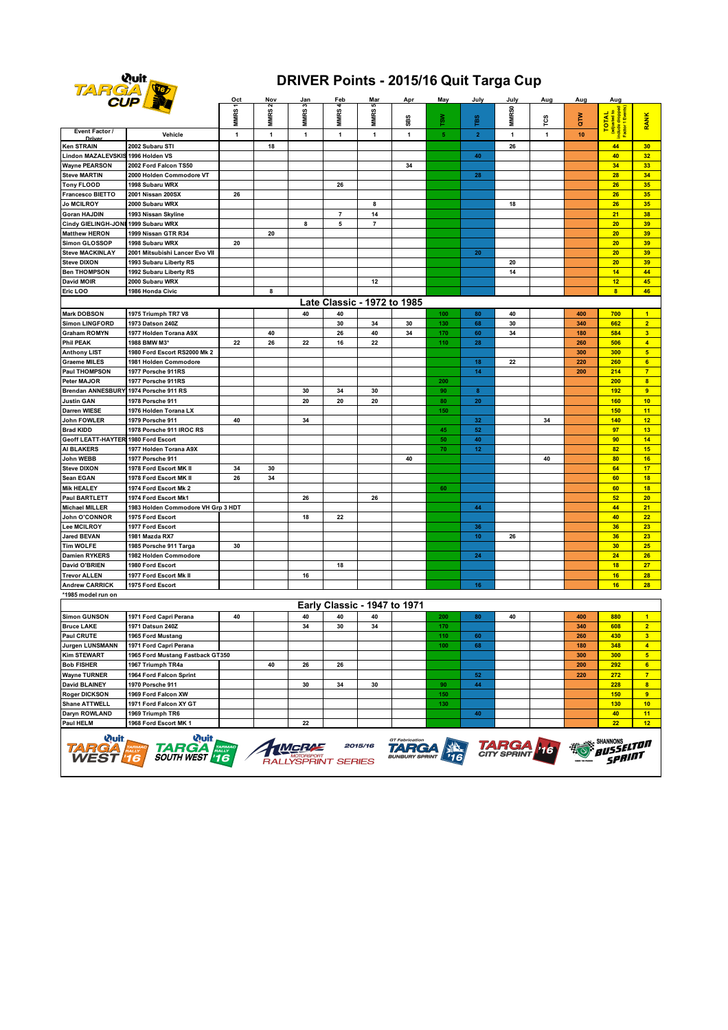# DRIVER Points - 2015/16 Quit Targa Cup

| | | Oct | Nov | Jan | Feb | Mar | Apr | May | July | July | Aug | Aug | Aug | |
|---|---|---|---|---|---|---|---|---|---|---|---|---|---|---|
| | | MMRS 1 | MMRS 2 | MMRS 3 | MMRS 4 | MMRS 5 | SBS | TSW | TBS | MMRS0 | TCS | QTW | TOTAL (adjusted to include dropped Factor 1 Events) | RANK |
| Event Factor / Driver | Vehicle | 1 | 1 | 1 | 1 | 1 | 1 | 5 | 2 | 1 | 1 | 10 | | |
| Ken STRAIN | 2002 Subaru STI | | 18 | | | | | | | 26 | | | 44 | 30 |
| Lindon MAZALEVSKIS | 1996 Holden VS | | | | | | | | 40 | | | | 40 | 32 |
| Wayne PEARSON | 2002 Ford Falcon TS50 | | | | | | 34 | | | | | | 34 | 33 |
| Steve MARTIN | 2000 Holden Commodore VT | | | | | | | | 28 | | | | 28 | 34 |
| Tony FLOOD | 1998 Subaru WRX | | | | 26 | | | | | | | | 26 | 35 |
| Francesco BIETTO | 2001 Nissan 200SX | 26 | | | | | | | | | | | 26 | 35 |
| Jo MCILROY | 2000 Subaru WRX | | | | | 8 | | | | 18 | | | 26 | 35 |
| Goran HAJDIN | 1993 Nissan Skyline | | | | 7 | 14 | | | | | | | 21 | 38 |
| Cindy GIELINGH-JONI | 1999 Subaru WRX | | | 8 | 5 | 7 | | | | | | | 20 | 39 |
| Matthew HERON | 1999 Nissan GTR R34 | | 20 | | | | | | | | | | 20 | 39 |
| Simon GLOSSOP | 1998 Subaru WRX | 20 | | | | | | | | | | | 20 | 39 |
| Steve MACKINLAY | 2001 Mitsubishi Lancer Evo VII | | | | | | | | 20 | | | | 20 | 39 |
| Steve DIXON | 1993 Subaru Liberty RS | | | | | | | | | 20 | | | 20 | 39 |
| Ben THOMPSON | 1992 Subaru Liberty RS | | | | | | | | | 14 | | | 14 | 44 |
| David MOIR | 2000 Subaru WRX | | | | | 12 | | | | | | | 12 | 45 |
| Eric LOO | 1986 Honda Civic | | 8 | | | | | | | | | | 8 | 46 |
| **Late Classic - 1972 to 1985** | | | | | | | | | | | | | | |
| Mark DOBSON | 1975 Triumph TR7 V8 | | | 40 | 40 | | | 100 | 80 | 40 | | 400 | 700 | 1 |
| Simon LINGFORD | 1973 Datson 240Z | | | | 30 | 34 | 30 | 130 | 68 | 30 | | 340 | 662 | 2 |
| Graham ROMYN | 1977 Holden Torana A9X | | 40 | | 26 | 40 | 34 | 170 | 60 | 34 | | 180 | 584 | 3 |
| Phil PEAK | 1988 BMW M3* | 22 | 26 | 22 | 16 | 22 | | 110 | 28 | | | 260 | 506 | 4 |
| Anthony LIST | 1980 Ford Escort RS2000 Mk 2 | | | | | | | | | | | 300 | 300 | 5 |
| Graeme MILES | 1981 Holden Commodore | | | | | | | | 18 | 22 | | 220 | 260 | 6 |
| Paul THOMPSON | 1977 Porsche 911RS | | | | | | | | 14 | | | 200 | 214 | 7 |
| Peter MAJOR | 1977 Porsche 911RS | | | | | | | 200 | | | | | 200 | 8 |
| Brendan ANNESBURY | 1974 Porsche 911 RS | | | 30 | 34 | 30 | | 90 | 8 | | | | 192 | 9 |
| Justin GAN | 1978 Porsche 911 | | | 20 | 20 | 20 | | 80 | 20 | | | | 160 | 10 |
| Darren WIESE | 1976 Holden Torana LX | | | | | | | 150 | | | | | 150 | 11 |
| John FOWLER | 1979 Porsche 911 | 40 | | 34 | | | | | 32 | | 34 | | 140 | 12 |
| Brad KIDD | 1978 Porsche 911 IROC RS | | | | | | | 45 | 52 | | | | 97 | 13 |
| Geoff LEATT-HAYTER | 1980 Ford Escort | | | | | | | 50 | 40 | | | | 90 | 14 |
| Al BLAKERS | 1977 Holden Torana A9X | | | | | | | 70 | 12 | | | | 82 | 15 |
| John WEBB | 1977 Porsche 911 | | | | | | 40 | | | | 40 | | 80 | 16 |
| Steve DIXON | 1978 Ford Escort MK II | 34 | 30 | | | | | | | | | | 64 | 17 |
| Sean EGAN | 1978 Ford Escort MK II | 26 | 34 | | | | | | | | | | 60 | 18 |
| Mik HEALEY | 1974 Ford Escort Mk 2 | | | | | | | 60 | | | | | 60 | 18 |
| Paul BARTLETT | 1974 Ford Escort Mk1 | | | 26 | | 26 | | | | | | | 52 | 20 |
| Michael MILLER | 1983 Holden Commodore VH Grp 3 HDT | | | | | | | | 44 | | | | 44 | 21 |
| John O'CONNOR | 1975 Ford Escort | | | 18 | 22 | | | | | | | | 40 | 22 |
| Lee MCILROY | 1977 Ford Escort | | | | | | | | 36 | | | | 36 | 23 |
| Jared BEVAN | 1981 Mazda RX7 | | | | | | | | 10 | 26 | | | 36 | 23 |
| Tim WOLFE | 1985 Porsche 911 Targa | 30 | | | | | | | | | | | 30 | 25 |
| Damien RYKERS | 1982 Holden Commodore | | | | | | | | 24 | | | | 24 | 26 |
| David O'BRIEN | 1980 Ford Escort | | | | 18 | | | | | | | | 18 | 27 |
| Trevor ALLEN | 1977 Ford Escort Mk II | | | 16 | | | | | | | | | 16 | 28 |
| Andrew CARRICK | 1975 Ford Escort | | | | | | | | 16 | | | | 16 | 28 |

*1985 model run on

| | | Oct | Nov | Jan | Feb | Mar | Apr | May | July | July | Aug | Aug | Aug | |
|---|---|---|---|---|---|---|---|---|---|---|---|---|---|---|
| **Early Classic - 1947 to 1971** | | MMRS 1 | MMRS 2 | MMRS 3 | MMRS 4 | MMRS 5 | SBS | TSW | TBS | MMRS0 | TCS | QTW | TOTAL | RANK |
| Simon GUNSON | 1971 Ford Capri Perana | 40 | | 40 | 40 | 40 | | 200 | 80 | 40 | | 400 | 880 | 1 |
| Bruce LAKE | 1971 Datsun 240Z | | | 34 | 30 | 34 | | 170 | | | | 340 | 608 | 2 |
| Paul CRUTE | 1965 Ford Mustang | | | | | | | 110 | 60 | | | 260 | 430 | 3 |
| Jurgen LUNSMANN | 1971 Ford Capri Perana | | | | | | | 100 | 68 | | | 180 | 348 | 4 |
| Kim STEWART | 1965 Ford Mustang Fastback GT350 | | | | | | | | | | | 300 | 300 | 5 |
| Bob FISHER | 1967 Triumph TR4a | | 40 | 26 | 26 | | | | | | | 200 | 292 | 6 |
| Wayne TURNER | 1964 Ford Falcon Sprint | | | | | | | | 52 | | | 220 | 272 | 7 |
| David BLAINEY | 1970 Porsche 911 | | | 30 | 34 | 30 | | 90 | 44 | | | | 228 | 8 |
| Roger DICKSON | 1969 Ford Falcon XW | | | | | | | 150 | | | | | 150 | 9 |
| Shane ATTWELL | 1971 Ford Falcon XY GT | | | | | | | 130 | | | | | 130 | 10 |
| Daryn ROWLAND | 1969 Triumph TR6 | | | | | | | | 40 | | | | 40 | 11 |
| Paul HELM | 1968 Ford Escort MK 1 | | | 22 | | | | | | | | | 22 | 12 |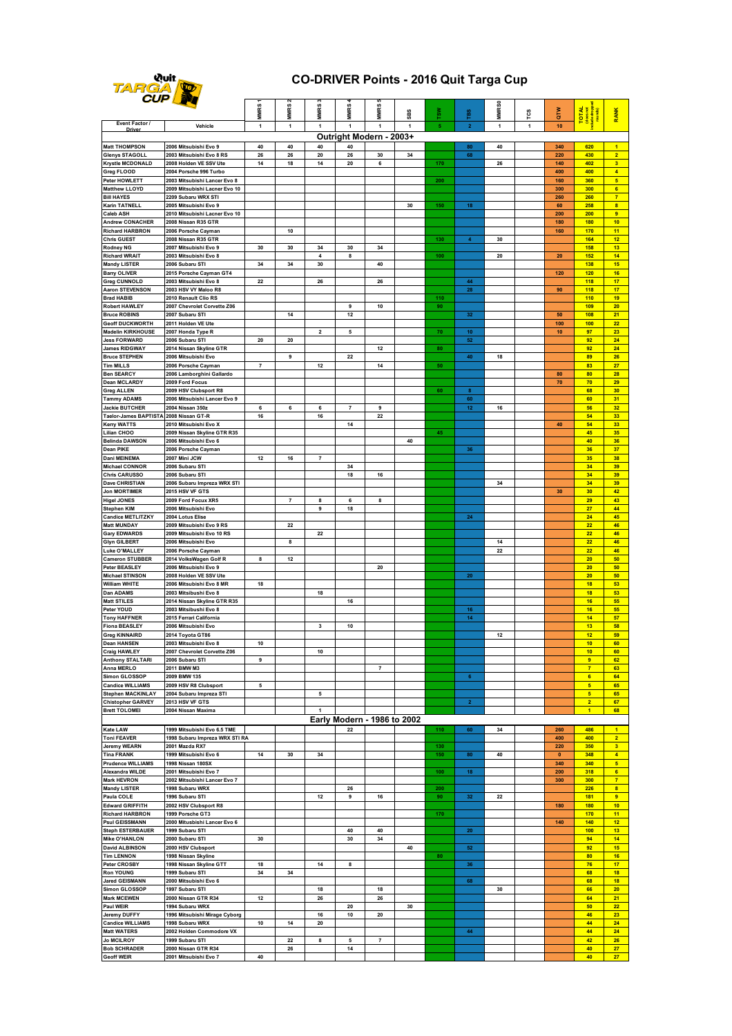# CO-DRIVER Points - 2016 Quit Targa Cup

| Event Factor / Driver | Vehicle | MMRS 1 | MMRS 2 | MMRS 3 | MMRS 4 | MMRS 5 | SBS | TSW | TBS | MMRS0 | TCS | QTW | TOTAL (does not include dropped rounds) | RANK |
|---|---|---|---|---|---|---|---|---|---|---|---|---|---|---|
| | | 1 | 1 | 1 | 1 | 1 | 1 | 5 | 2 | 1 | 1 | 10 | | |
| **Outright Modern - 2003+** | | | | | | | | | | | | | | |
| Matt THOMPSON | 2006 Mitsubishi Evo 9 | 40 | 40 | 40 | 40 | | | | 80 | 40 | | 340 | 620 | 1 |
| Glenys STAGOLL | 2003 Mitsubishi Evo 8 RS | 26 | 26 | 20 | 26 | 30 | 34 | | 68 | | | 220 | 430 | 2 |
| Krystle MCDONALD | 2008 Holden VE SSV Ute | 14 | 18 | 14 | 20 | 6 | | 170 | | 26 | | 140 | 402 | 3 |
| Greg FLOOD | 2004 Porsche 996 Turbo | | | | | | | | | | | 400 | 400 | 4 |
| Peter HOWLETT | 2003 Mitsubishi Lancer Evo 8 | | | | | | | 200 | | | | 160 | 360 | 5 |
| Matthew LLOYD | 2009 Mitsubishi Lacner Evo 10 | | | | | | | | | | | 300 | 300 | 6 |
| Bill HAYES | 2209 Subaru WRX STI | | | | | | | | | | | 260 | 260 | 7 |
| Karin TATNELL | 2005 Mitsubishi Evo 9 | | | | | | 30 | 150 | 18 | | | 60 | 258 | 8 |
| Caleb ASH | 2010 Mitsubishi Lacner Evo 10 | | | | | | | | | | | 200 | 200 | 9 |
| Andrew CONACHER | 2008 Nissan R35 GTR | | | | | | | | | | | 180 | 180 | 10 |
| Richard HARBRON | 2006 Porsche Cayman | | 10 | | | | | | | | | 160 | 170 | 11 |
| Chris GUEST | 2008 Nissan R35 GTR | | | | | | | 130 | 4 | 30 | | | 164 | 12 |
| Rodney NG | 2007 Mitsubishi Evo 9 | 30 | 30 | 34 | 30 | 34 | | | | | | | 158 | 13 |
| Richard WRAIT | 2003 Mitsubishi Evo 8 | | | 4 | 8 | | | 100 | | 20 | | 20 | 152 | 14 |
| Mandy LISTER | 2006 Subaru STI | 34 | 34 | 30 | | 40 | | | | | | | 138 | 15 |
| Barry OLIVER | 2015 Porsche Cayman GT4 | | | | | | | | | | | 120 | 120 | 16 |
| Greg CUNNOLD | 2003 Mitsubishi Evo 8 | 22 | | 26 | | 26 | | | 44 | | | | 118 | 17 |
| Aaron STEVENSON | 2003 HSV VY Maloo R8 | | | | | | | | 28 | | | 90 | 118 | 17 |
| Brad HABIB | 2010 Renault Clio RS | | | | | | | 110 | | | | | 110 | 19 |
| Robert HAWLEY | 2007 Chevrolet Corvette Z06 | | | | 9 | 10 | | 90 | | | | | 109 | 20 |
| Bruce ROBINS | 2007 Subaru STI | | 14 | | 12 | | | | 32 | | | 50 | 108 | 21 |
| Geoff DUCKWORTH | 2011 Holden VE Ute | | | | | | | | | | | 100 | 100 | 22 |
| Madelin KIRKHOUSE | 2007 Honda Type R | | | 2 | 5 | | | 70 | 10 | | | 10 | 97 | 23 |
| Jess FORWARD | 2006 Subaru STI | 20 | 20 | | | | | | 52 | | | | 92 | 24 |
| James RIDGWAY | 2014 Nissan Skyline GTR | | | | | 12 | | 80 | | | | | 92 | 24 |
| Bruce STEPHEN | 2006 Mitsubishi Evo | | 9 | | 22 | | | | 40 | 18 | | | 89 | 26 |
| Tim MILLS | 2006 Porsche Cayman | 7 | | 12 | | 14 | | 50 | | | | | 83 | 27 |
| Ben SEARCY | 2006 Lamborghini Gallardo | | | | | | | | | | | 80 | 80 | 28 |
| Dean MCLARDY | 2009 Ford Focus | | | | | | | | | | | 70 | 70 | 29 |
| Greg ALLEN | 2009 HSV Clubsport R8 | | | | | | | 60 | 8 | | | | 68 | 30 |
| Tammy ADAMS | 2006 Mitsubishi Lancer Evo 9 | | | | | | | | 60 | | | | 60 | 31 |
| Jackie BUTCHER | 2004 Nissan 350z | 6 | 6 | 6 | 7 | 9 | | | 12 | 16 | | | 56 | 32 |
| Taelor-James BAPTISTA | 2008 Nissan GT-R | 16 | | 16 | | 22 | | | | | | | 54 | 33 |
| Kerry WATTS | 2010 Mitsubishi Evo X | | | | 14 | | | | | | | 40 | 54 | 33 |
| Lilian CHOO | 2009 Nissan Skyline GTR R35 | | | | | | | 45 | | | | | 45 | 35 |
| Belinda DAWSON | 2006 Mitsubishi Evo 6 | | | | | | 40 | | | | | | 40 | 36 |
| Dean PIKE | 2006 Porsche Cayman | | | | | | | | 36 | | | | 36 | 37 |
| Dani MEINEMA | 2007 Mini JCW | 12 | 16 | 7 | | | | | | | | | 35 | 38 |
| Michael CONNOR | 2006 Subaru STI | | | | 34 | | | | | | | | 34 | 39 |
| Chris CARUSSO | 2006 Subaru STI | | | | 18 | 16 | | | | | | | 34 | 39 |
| Dave CHRISTIAN | 2006 Subaru Impreza WRX STI | | | | | | | | | 34 | | | 34 | 39 |
| Jon MORTIMER | 2015 HSV VF GTS | | | | | | | | | | | 30 | 30 | 42 |
| Higel JONES | 2009 Ford Focux XR5 | | 7 | 8 | 6 | 8 | | | | | | | 29 | 43 |
| Stephen KIM | 2006 Mitsubishi Evo | | | 9 | 18 | | | | | | | | 27 | 44 |
| Candice METLITZKY | 2004 Lotus Elise | | | | | | | | 24 | | | | 24 | 45 |
| Matt MUNDAY | 2009 Mitsubishi Evo 9 RS | | 22 | | | | | | | | | | 22 | 46 |
| Gary EDWARDS | 2009 Mitsubishi Evo 10 RS | | | 22 | | | | | | | | | 22 | 46 |
| Glyn GILBERT | 2006 Mitsubishi Evo | | 8 | | | | | | | 14 | | | 22 | 46 |
| Luke O'MALLEY | 2006 Porsche Cayman | | | | | | | | | 22 | | | 22 | 46 |
| Cameron STUBBER | 2014 VolksWagen Golf R | 8 | 12 | | | | | | | | | | 20 | 50 |
| Peter BEASLEY | 2006 Mitsubishi Evo 9 | | | | | 20 | | | | | | | 20 | 50 |
| Michael STINSON | 2008 Holden VE SSV Ute | | | | | | | | 20 | | | | 20 | 50 |
| William WHITE | 2006 Mitsubishi Evo 8 MR | 18 | | | | | | | | | | | 18 | 53 |
| Dan ADAMS | 2003 Mitsibishi Evo 8 | | | 18 | | | | | | | | | 18 | 53 |
| Matt STILES | 2014 Nissan Skyline GTR R35 | | | | 16 | | | | | | | | 16 | 55 |
| Peter YOUD | 2003 Mitsibushi Evo 8 | | | | | | | | 16 | | | | 16 | 55 |
| Tony HAFFNER | 2015 Ferrari California | | | | | | | | 14 | | | | 14 | 57 |
| Fiona BEASLEY | 2006 Mitsubishi Evo | | | 3 | 10 | | | | | | | | 13 | 58 |
| Greg KINNAIRD | 2014 Toyota GT86 | | | | | | | | | 12 | | | 12 | 59 |
| Dean HANSEN | 2003 Mitsubishi Evo 8 | 10 | | | | | | | | | | | 10 | 60 |
| Craig HAWLEY | 2007 Chevrolet Corvette Z06 | | | 10 | | | | | | | | | 10 | 60 |
| Anthony STALTARI | 2006 Subaru STI | 9 | | | | | | | | | | | 9 | 62 |
| Anna MERLO | 2011 BMW M3 | | | | | 7 | | | | | | | 7 | 63 |
| Simon GLOSSOP | 2009 BMW 135 | | | | | | | | 6 | | | | 6 | 64 |
| Candice WILLIAMS | 2009 HSV R8 Clubsport | 5 | | | | | | | | | | | 5 | 65 |
| Stephen MACKINLAY | 2004 Subaru Impreza STI | | | 5 | | | | | | | | | 5 | 65 |
| Chistopher GARVEY | 2013 HSV VF GTS | | | | | | | | 2 | | | | 2 | 67 |
| Brett TOLOMEI | 2004 Nissan Maxima | | | 1 | | | | | | | | | 1 | 68 |
| **Early Modern - 1986 to 2002** | | | | | | | | | | | | | | |
| Kate LAW | 1999 Mitsubishi Evo 6.5 TME | | | | 22 | | | 110 | 60 | 34 | | 260 | 486 | 1 |
| Toni FEAVER | 1998 Subaru Impreza WRX STI RA | | | | | | | | | | | 400 | 400 | 2 |
| Jeremy WEARN | 2001 Mazda RX7 | | | | | | | 130 | | | | 220 | 350 | 3 |
| Tina FRANK | 1999 Mitsubishi Evo 6 | 14 | 30 | 34 | | | | 150 | 80 | 40 | | 0 | 348 | 4 |
| Prudence WILLIAMS | 1998 Nissan 180SX | | | | | | | | | | | 340 | 340 | 5 |
| Alexandra WILDE | 2001 Mitsubishi Evo 7 | | | | | | | 100 | 18 | | | 200 | 318 | 6 |
| Mark HEVRON | 2002 Mitsubishi Lancer Evo 7 | | | | | | | | | | | 300 | 300 | 7 |
| Mandy LISTER | 1998 Subaru WRX | | | | 26 | | | 200 | | | | | 226 | 8 |
| Paula COLE | 1996 Subaru STI | | | 12 | 9 | 16 | | 90 | 32 | 22 | | | 181 | 9 |
| Edward GRIFFITH | 2002 HSV Clubsport R8 | | | | | | | | | | | 180 | 180 | 10 |
| Richard HARBRON | 1999 Porsche GT3 | | | | | | | 170 | | | | | 170 | 11 |
| Paul GEISSMANN | 2000 Mitsubishi Lancer Evo 6 | | | | | | | | | | | 140 | 140 | 12 |
| Steph ESTERBAUER | 1999 Subaru STI | | | | 40 | 40 | | | 20 | | | | 100 | 13 |
| Mike O'HANLON | 2000 Subaru STI | 30 | | | 30 | 34 | | | | | | | 94 | 14 |
| David ALBINSON | 2000 HSV Clubsport | | | | | | 40 | | 52 | | | | 92 | 15 |
| Tim LENNON | 1998 Nissan Skyline | | | | | | | 80 | | | | | 80 | 16 |
| Peter CROSBY | 1998 Nissan Skyline GTT | 18 | | 14 | 8 | | | | 36 | | | | 76 | 17 |
| Ron YOUNG | 1999 Subaru STI | 34 | 34 | | | | | | | | | | 68 | 18 |
| Jared GEISMANN | 2000 Mitsubishi Evo 6 | | | | | | | | 68 | | | | 68 | 18 |
| Simon GLOSSOP | 1997 Subaru STI | | | 18 | | 18 | | | | 30 | | | 66 | 20 |
| Mark MCEWEN | 2000 Nissan GTR R34 | 12 | | 26 | | 26 | | | | | | | 64 | 21 |
| Paul WEIR | 1994 Subaru WRX | | | | 20 | | 30 | | | | | | 50 | 22 |
| Jeremy DUFFY | 1996 Mitsubishi Mirage Cyborg | | | 16 | 10 | 20 | | | | | | | 46 | 23 |
| Candice WILLIAMS | 1998 Subaru WRX | 10 | 14 | 20 | | | | | | | | | 44 | 24 |
| Matt WATERS | 2002 Holden Commodore VX | | | | | | | | 44 | | | | 44 | 24 |
| Jo MCILROY | 1999 Subaru STI | | 22 | 8 | 5 | 7 | | | | | | | 42 | 26 |
| Bob SCHRADER | 2000 Nissan GTR R34 | | 26 | | 14 | | | | | | | | 40 | 27 |
| Geoff WEIR | 2001 Mitsubishi Evo 7 | 40 | | | | | | | | | | | 40 | 27 |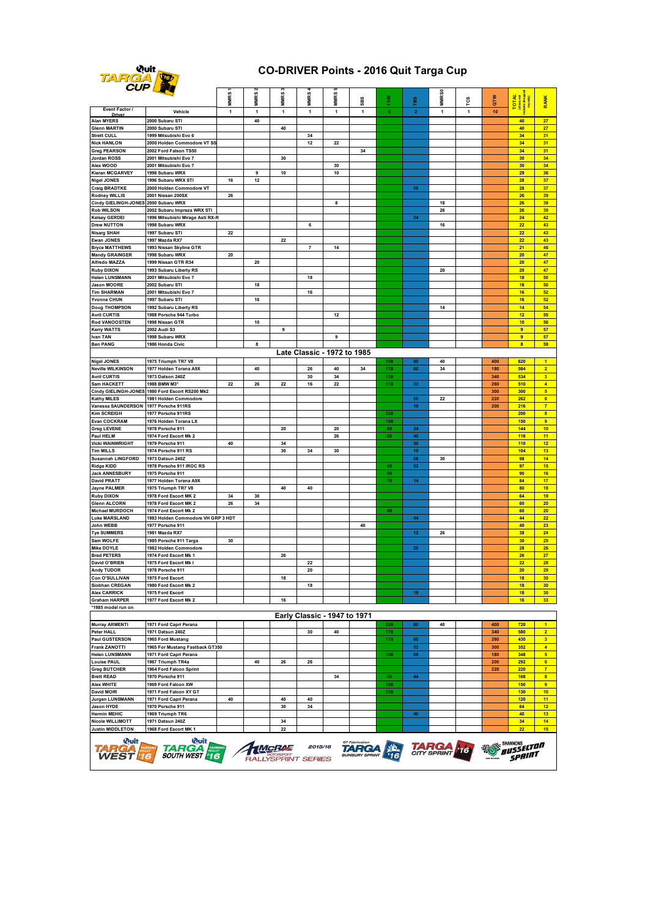# CO-DRIVER Points - 2016 Quit Targa Cup

| Event Factor / Driver | Vehicle | MMRS 1 | MMRS 2 | MMRS 3 | MMRS 4 | MMRS 5 | SBS | TSW | TBS | MMRS0 | TCS | QTW | TOTAL (does not include dropped rounds) | RANK |
|---|---|---|---|---|---|---|---|---|---|---|---|---|---|---|
| | | 1 | 1 | 1 | 1 | 1 | 1 | 5 | 2 | 1 | 1 | 10 | | |
| Alan MYERS | 2000 Subaru STI | | 40 | | | | | | | | | | 40 | 27 |
| Glenn MARTIN | 2000 Subaru STI | | | 40 | | | | | | | | | 40 | 27 |
| Strett CULL | 1999 Mitsubishi Evo 6 | | | | 34 | | | | | | | | 34 | 31 |
| Nick HANLON | 2000 Holden Commodore VT SS | | | | 12 | 22 | | | | | | | 34 | 31 |
| Greg PEARSON | 2002 Ford Falson TS50 | | | | | | 34 | | | | | | 34 | 31 |
| Jordan ROSS | 2001 Mitsubishi Evo 7 | | | 30 | | | | | | | | | 30 | 34 |
| Alex WOOD | 2001 Mitsubishi Evo 7 | | | | | 30 | | | | | | | 30 | 34 |
| Kieran MCGARVEY | 1998 Subaru WRX | | 9 | 10 | | 10 | | | | | | | 29 | 36 |
| Nigel JONES | 1996 Subaru WRX STI | 16 | 12 | | | | | | | | | | 28 | 37 |
| Craig BRADTKE | 2000 Holden Commodore VT | | | | | | | | 28 | | | | 28 | 37 |
| Rodney WILLIS | 2001 Nissan 200SX | 26 | | | | | | | | | | | 26 | 39 |
| Cindy GIELINGH-JONES | 2000 Subaru WRX | | | | | 8 | | | | 18 | | | 26 | 39 |
| Rob WILSON | 2002 Subaru Impreza WRX STI | | | | | | | | | 26 | | | 26 | 39 |
| Kelsey GERDEI | 1996 Mitsubishi Mirage Asti RX-R | | | | | | | | 24 | | | | 24 | 42 |
| Drew NUTTON | 1998 Subaru WRX | | | | 6 | | | | | 16 | | | 22 | 43 |
| Nisarg SHAH | 1997 Subaru STI | 22 | | | | | | | | | | | 22 | 43 |
| Ewan JONES | 1997 Mazda RX7 | | | 22 | | | | | | | | | 22 | 43 |
| Bryce MATTHEWS | 1993 Nissan Skyline GTR | | | | 7 | 14 | | | | | | | 21 | 46 |
| Mandy GRAINGER | 1998 Subaru WRX | 20 | | | | | | | | | | | 20 | 47 |
| Alfredo MAZZA | 1999 Nissan GTR R34 | | 20 | | | | | | | | | | 20 | 47 |
| Ruby DIXON | 1993 Subaru Liberty RS | | | | | | | | | 20 | | | 20 | 47 |
| Helen LUNSMANN | 2001 Mitsubishi Evo 7 | | | | 18 | | | | | | | | 18 | 50 |
| Jason MOORE | 2002 Subaru STI | | 18 | | | | | | | | | | 18 | 50 |
| Tim SHARMAN | 2001 Mitsubishi Evo 7 | | | | 16 | | | | | | | | 16 | 52 |
| Yvonne CHUN | 1997 Subaru STI | | 16 | | | | | | | | | | 16 | 52 |
| Doug THOMPSON | 1992 Subaru Liberty RS | | | | | | | | | 14 | | | 14 | 54 |
| Avril CURTIS | 1988 Porsche 944 Turbo | | | | | 12 | | | | | | | 12 | 55 |
| Rod VANOOSTEN | 1998 Nissan GTR | | 10 | | | | | | | | | | 10 | 56 |
| Kerry WATTS | 2002 Audi S3 | | | 9 | | | | | | | | | 9 | 57 |
| Ivan TAN | 1998 Subaru WRX | | | | | 9 | | | | | | | 9 | 57 |
| Ben PANG | 1986 Honda Civic | | 8 | | | | | | | | | | 8 | 59 |

## Late Classic - 1972 to 1985

| Driver | Vehicle | MMRS 1 | MMRS 2 | MMRS 3 | MMRS 4 | MMRS 5 | SBS | TSW | TBS | MMRS0 | TCS | QTW | TOTAL | RANK |
|---|---|---|---|---|---|---|---|---|---|---|---|---|---|---|
| Nigel JONES | 1975 Triumph TR7 V8 | | | | | | | 100 | 80 | 40 | | 400 | 620 | 1 |
| Neville WILKINSON | 1977 Holden Torana A9X | | 40 | | 26 | 40 | 34 | 170 | 60 | 34 | | 180 | 584 | 2 |
| Avril CURTIS | 1973 Datsun 240Z | | | | 30 | 34 | | 130 | | | | 340 | 534 | 3 |
| Sam HACKETT | 1988 BMW M3* | 22 | 26 | 22 | 16 | 22 | | 110 | 32 | | | 260 | 510 | 4 |
| Cindy GIELINGH-JONES | 1980 Ford Escort RS200 Mk2 | | | | | | | | | | | 300 | 300 | 5 |
| Kathy MILES | 1981 Holden Commodore | | | | | | | | 20 | 22 | | 220 | 262 | 6 |
| Vanessa SAUNDERSON | 1977 Porsche 911RS | | | | | | | | 16 | | | 200 | 216 | 7 |
| Kim SCREIGH | 1977 Porsche 911RS | | | | | | | 200 | | | | | 200 | 8 |
| Evan COCKRAM | 1976 Holden Torana LX | | | | | | | 150 | | | | | 150 | 9 |
| Greg LEVENE | 1978 Porsche 911 | | | 20 | | 20 | | 80 | 24 | | | | 144 | 10 |
| Paul HELM | 1974 Ford Escort Mk 2 | | | | | 26 | | 50 | 40 | | | | 116 | 11 |
| Vicki WAINWRIGHT | 1979 Porsche 911 | 40 | | 34 | | | | | 36 | | | | 110 | 12 |
| Tim MILLS | 1974 Porsche 911 RS | | | 30 | 34 | 30 | | | 10 | | | | 104 | 13 |
| Susannah LINGFORD | 1973 Datsun 240Z | | | | | | | | 68 | 30 | | | 98 | 14 |
| Ridge KIDD | 1978 Porsche 911 IROC RS | | | | | | | 45 | 52 | | | | 97 | 15 |
| Jack ANNESBURY | 1975 Porsche 911 | | | | | | | 90 | | | | | 90 | 16 |
| David PRATT | 1977 Holden Torana A9X | | | | | | | 70 | 14 | | | | 84 | 17 |
| Jayne PALMER | 1975 Triumph TR7 V8 | | | 40 | 40 | | | | | | | | 80 | 18 |
| Ruby DIXON | 1978 Ford Escort MK 2 | 34 | 30 | | | | | | | | | | 64 | 19 |
| Glenn ALCORN | 1978 Ford Escort MK 2 | 26 | 34 | | | | | | | | | | 60 | 20 |
| Michael MURDOCH | 1974 Ford Escort Mk 2 | | | | | | | 60 | | | | | 60 | 20 |
| Luke MARSLAND | 1983 Holden Commodore VH GRP 3 HDT | | | | | | | | 44 | | | | 44 | 22 |
| John WEBB | 1977 Porsche 911 | | | | | | 40 | | | | | | 40 | 23 |
| Tye SUMMERS | 1981 Mazda RX7 | | | | | | | | 12 | 26 | | | 38 | 24 |
| Sam WOLFE | 1985 Porsche 911 Targa | 30 | | | | | | | | | | | 30 | 25 |
| Mike DOYLE | 1982 Holden Commodore | | | | | | | | 28 | | | | 28 | 26 |
| Brad PETERS | 1974 Ford Escort Mk 1 | | | 26 | | | | | | | | | 26 | 27 |
| David O'BRIEN | 1975 Ford Escort Mk I | | | | 22 | | | | | | | | 22 | 28 |
| Andy TUDOR | 1978 Porsche 911 | | | | 20 | | | | | | | | 20 | 29 |
| Con O'SULLIVAN | 1975 Ford Escort | | | 18 | | | | | | | | | 18 | 30 |
| Siobhan CREGAN | 1980 Ford Escort Mk 2 | | | | 18 | | | | | | | | 18 | 30 |
| Alex CARRICK | 1975 Ford Escort | | | | | | | | 18 | | | | 18 | 30 |
| Graham HARPER | 1977 Ford Escort Mk 2 | | | 16 | | | | | | | | | 16 | 33 |

*1985 model run on

## Early Classic - 1947 to 1971

| Driver | Vehicle | MMRS 1 | MMRS 2 | MMRS 3 | MMRS 4 | MMRS 5 | SBS | TSW | TBS | MMRS0 | TCS | QTW | TOTAL | RANK |
|---|---|---|---|---|---|---|---|---|---|---|---|---|---|---|
| Murray ARMENTI | 1971 Ford Capri Perana | | | | | | | 200 | 80 | 40 | | 400 | 720 | 1 |
| Peter HALL | 1971 Datsun 240Z | | | | 30 | 40 | | 170 | | | | 340 | 580 | 2 |
| Paul GUSTERSON | 1965 Ford Mustang | | | | | | | 110 | 60 | | | 260 | 430 | 3 |
| Frank ZANOTTI | 1965 For Mustang Fastback GT350 | | | | | | | | 52 | | | 300 | 352 | 4 |
| Helen LUNSMANN | 1971 Ford Capri Perana | | | | | | | 100 | 68 | | | 180 | 348 | 5 |
| Louise PAUL | 1967 Triumph TR4a | | 40 | 26 | 26 | | | | | | | 200 | 292 | 6 |
| Greg BUTCHER | 1964 Ford Falcon Sprint | | | | | | | | | | | 220 | 220 | 7 |
| Brett READ | 1970 Porsche 911 | | | | | 34 | | 90 | 44 | | | | 168 | 8 |
| Alex WHITE | 1969 Ford Falcon XW | | | | | | | 150 | | | | | 150 | 9 |
| David MOIR | 1971 Ford Falcon XY GT | | | | | | | 130 | | | | | 130 | 10 |
| Jurgen LUNSMANN | 1971 Ford Capri Perana | 40 | | 40 | 40 | | | | | | | | 120 | 11 |
| Jason HYDE | 1970 Porsche 911 | | | 30 | 34 | | | | | | | | 64 | 12 |
| Hermin MEHIC | 1969 Triumph TR6 | | | | | | | | 40 | | | | 40 | 13 |
| Nicole WILLIMOTT | 1971 Datsun 240Z | | | 34 | | | | | | | | | 34 | 14 |
| Justin MIDDLETON | 1968 Ford Escort MK 1 | | | 22 | | | | | | | | | 22 | 15 |